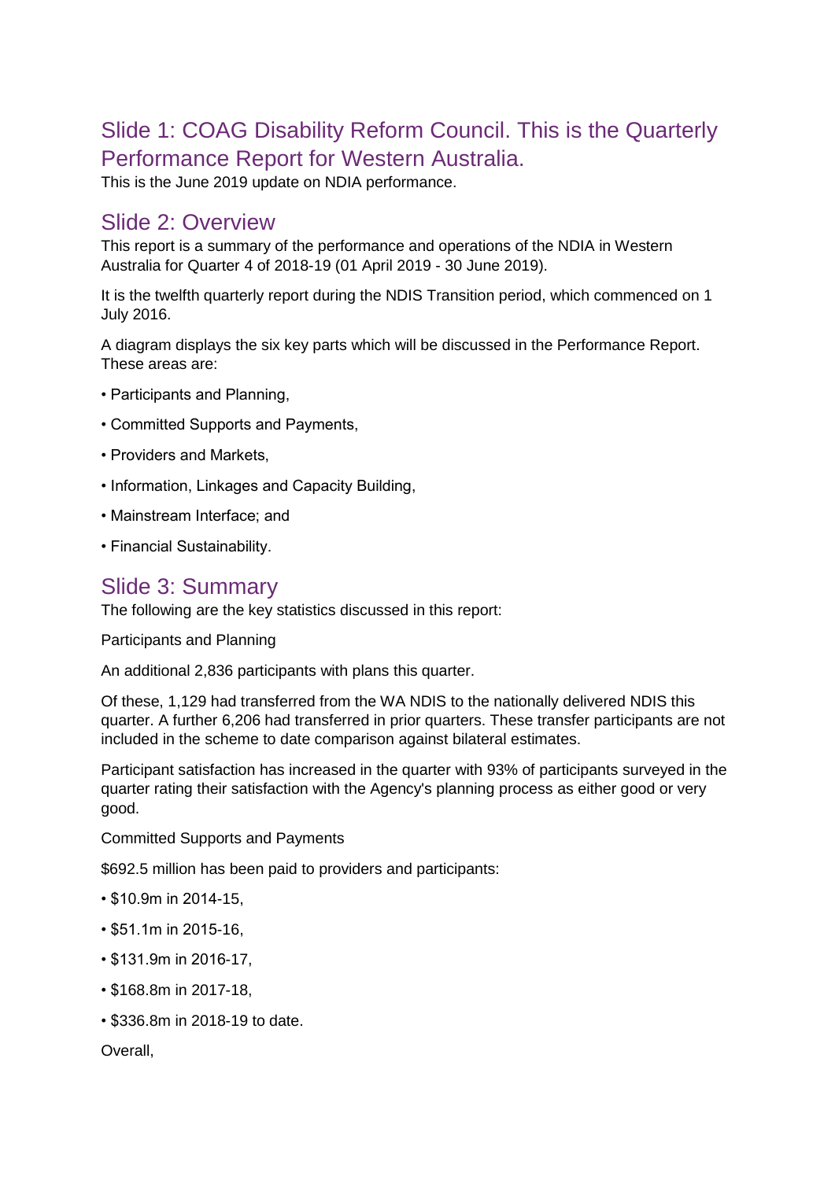## Slide 1: COAG Disability Reform Council. This is the Quarterly Performance Report for Western Australia.

This is the June 2019 update on NDIA performance.

## Slide 2: Overview

This report is a summary of the performance and operations of the NDIA in Western Australia for Quarter 4 of 2018-19 (01 April 2019 - 30 June 2019).

It is the twelfth quarterly report during the NDIS Transition period, which commenced on 1 July 2016.

A diagram displays the six key parts which will be discussed in the Performance Report. These areas are:

- Participants and Planning,
- Committed Supports and Payments,
- Providers and Markets,
- Information, Linkages and Capacity Building,
- Mainstream Interface; and
- Financial Sustainability.

## Slide 3: Summary

The following are the key statistics discussed in this report:

Participants and Planning

An additional 2,836 participants with plans this quarter.

Of these, 1,129 had transferred from the WA NDIS to the nationally delivered NDIS this quarter. A further 6,206 had transferred in prior quarters. These transfer participants are not included in the scheme to date comparison against bilateral estimates.

Participant satisfaction has increased in the quarter with 93% of participants surveyed in the quarter rating their satisfaction with the Agency's planning process as either good or very good.

Committed Supports and Payments

$692.5 million has been paid to providers and participants:

- $10.9m in 2014-15,
- $51.1m in 2015-16,
- $131.9m in 2016-17,
- $168.8m in 2017-18,
- $336.8m in 2018-19 to date.

Overall,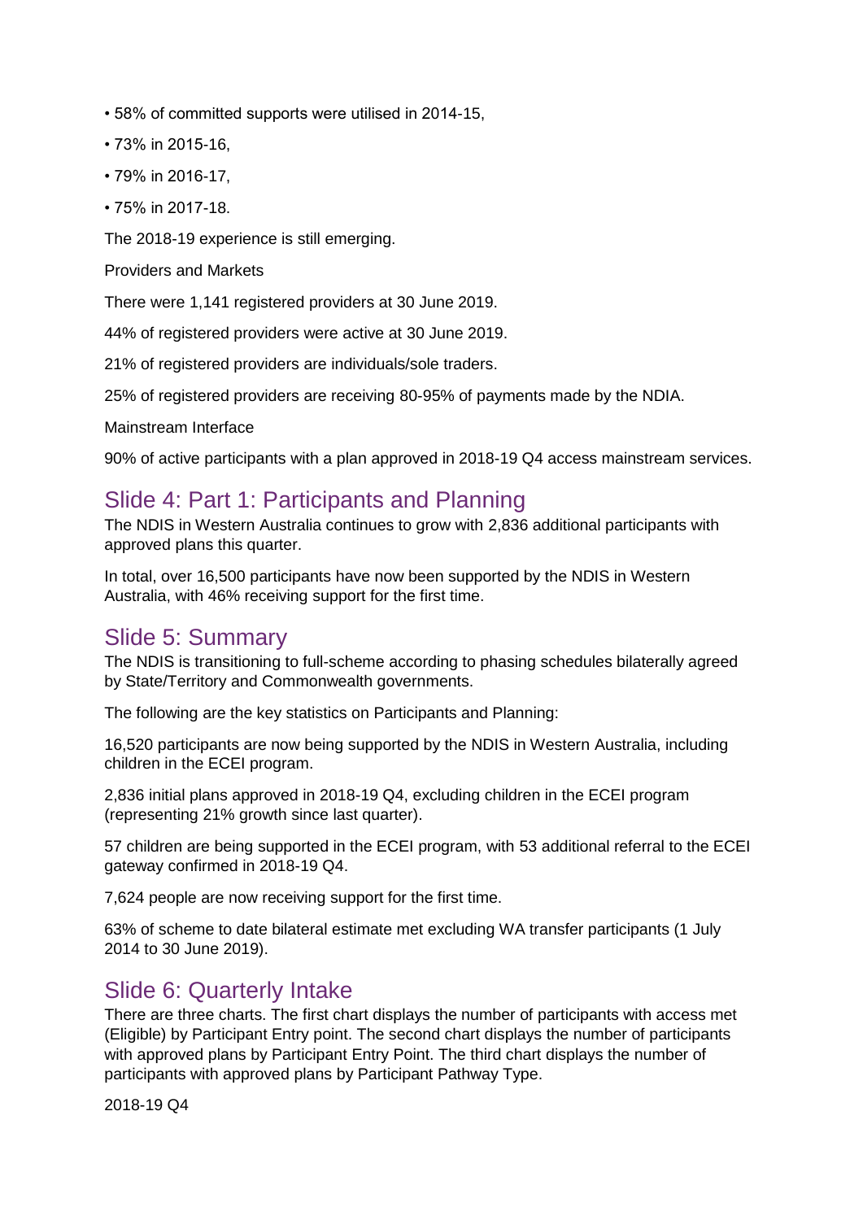- 58% of committed supports were utilised in 2014-15,
- 73% in 2015-16,
- 79% in 2016-17,
- 75% in 2017-18.

The 2018-19 experience is still emerging.

Providers and Markets

There were 1,141 registered providers at 30 June 2019.

44% of registered providers were active at 30 June 2019.

21% of registered providers are individuals/sole traders.

25% of registered providers are receiving 80-95% of payments made by the NDIA.

Mainstream Interface

90% of active participants with a plan approved in 2018-19 Q4 access mainstream services.

## Slide 4: Part 1: Participants and Planning

The NDIS in Western Australia continues to grow with 2,836 additional participants with approved plans this quarter.

In total, over 16,500 participants have now been supported by the NDIS in Western Australia, with 46% receiving support for the first time.

## Slide 5: Summary

The NDIS is transitioning to full-scheme according to phasing schedules bilaterally agreed by State/Territory and Commonwealth governments.

The following are the key statistics on Participants and Planning:

16,520 participants are now being supported by the NDIS in Western Australia, including children in the ECEI program.

2,836 initial plans approved in 2018-19 Q4, excluding children in the ECEI program (representing 21% growth since last quarter).

57 children are being supported in the ECEI program, with 53 additional referral to the ECEI gateway confirmed in 2018-19 Q4.

7,624 people are now receiving support for the first time.

63% of scheme to date bilateral estimate met excluding WA transfer participants (1 July 2014 to 30 June 2019).

## Slide 6: Quarterly Intake

There are three charts. The first chart displays the number of participants with access met (Eligible) by Participant Entry point. The second chart displays the number of participants with approved plans by Participant Entry Point. The third chart displays the number of participants with approved plans by Participant Pathway Type.

2018-19 Q4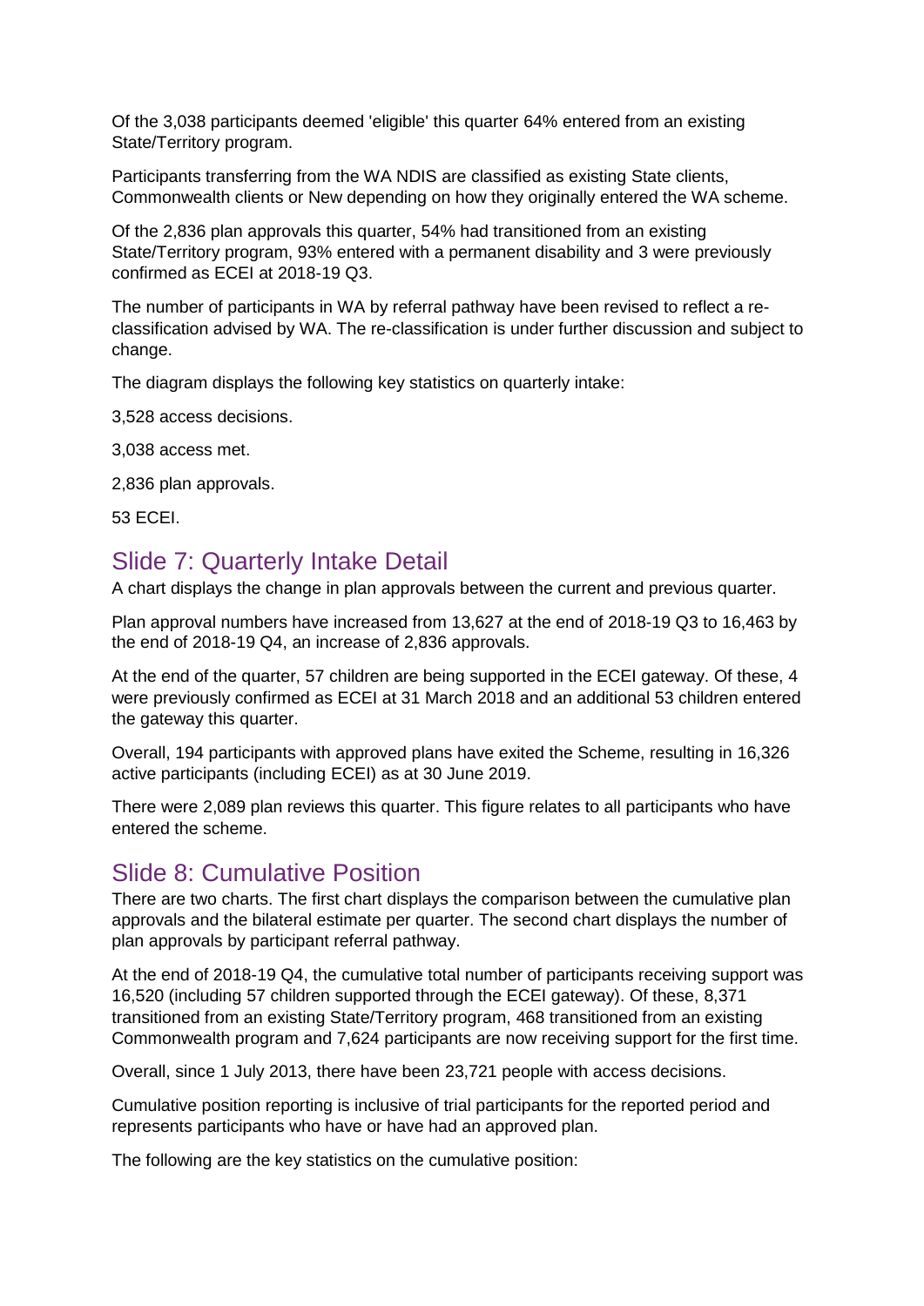Of the 3,038 participants deemed 'eligible' this quarter 64% entered from an existing State/Territory program.

Participants transferring from the WA NDIS are classified as existing State clients, Commonwealth clients or New depending on how they originally entered the WA scheme.

Of the 2,836 plan approvals this quarter, 54% had transitioned from an existing State/Territory program, 93% entered with a permanent disability and 3 were previously confirmed as ECEI at 2018-19 Q3.

The number of participants in WA by referral pathway have been revised to reflect a re-classification advised by WA. The re-classification is under further discussion and subject to change.

The diagram displays the following key statistics on quarterly intake:

3,528 access decisions.

3,038 access met.

2,836 plan approvals.

53 ECEI.

## Slide 7: Quarterly Intake Detail

A chart displays the change in plan approvals between the current and previous quarter.

Plan approval numbers have increased from 13,627 at the end of 2018-19 Q3 to 16,463 by the end of 2018-19 Q4, an increase of 2,836 approvals.

At the end of the quarter, 57 children are being supported in the ECEI gateway. Of these, 4 were previously confirmed as ECEI at 31 March 2018 and an additional 53 children entered the gateway this quarter.

Overall, 194 participants with approved plans have exited the Scheme, resulting in 16,326 active participants (including ECEI) as at 30 June 2019.

There were 2,089 plan reviews this quarter. This figure relates to all participants who have entered the scheme.

## Slide 8: Cumulative Position

There are two charts. The first chart displays the comparison between the cumulative plan approvals and the bilateral estimate per quarter. The second chart displays the number of plan approvals by participant referral pathway.

At the end of 2018-19 Q4, the cumulative total number of participants receiving support was 16,520 (including 57 children supported through the ECEI gateway). Of these, 8,371 transitioned from an existing State/Territory program, 468 transitioned from an existing Commonwealth program and 7,624 participants are now receiving support for the first time.

Overall, since 1 July 2013, there have been 23,721 people with access decisions.

Cumulative position reporting is inclusive of trial participants for the reported period and represents participants who have or have had an approved plan.

The following are the key statistics on the cumulative position: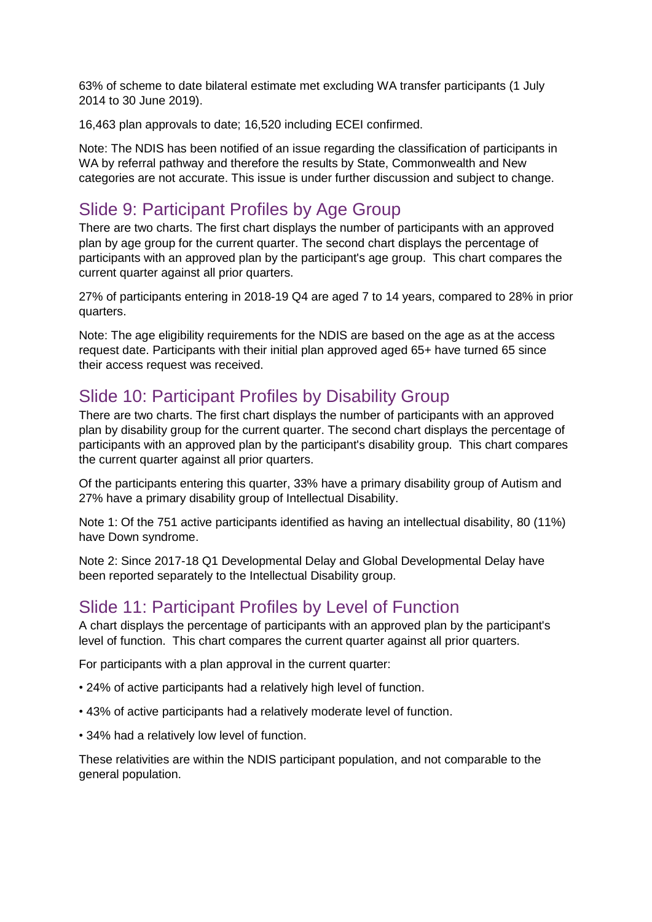63% of scheme to date bilateral estimate met excluding WA transfer participants (1 July 2014 to 30 June 2019).

16,463 plan approvals to date; 16,520 including ECEI confirmed.

Note: The NDIS has been notified of an issue regarding the classification of participants in WA by referral pathway and therefore the results by State, Commonwealth and New categories are not accurate. This issue is under further discussion and subject to change.

## Slide 9: Participant Profiles by Age Group

There are two charts. The first chart displays the number of participants with an approved plan by age group for the current quarter. The second chart displays the percentage of participants with an approved plan by the participant's age group. This chart compares the current quarter against all prior quarters.

27% of participants entering in 2018-19 Q4 are aged 7 to 14 years, compared to 28% in prior quarters.

Note: The age eligibility requirements for the NDIS are based on the age as at the access request date. Participants with their initial plan approved aged 65+ have turned 65 since their access request was received.

## Slide 10: Participant Profiles by Disability Group

There are two charts. The first chart displays the number of participants with an approved plan by disability group for the current quarter. The second chart displays the percentage of participants with an approved plan by the participant's disability group. This chart compares the current quarter against all prior quarters.

Of the participants entering this quarter, 33% have a primary disability group of Autism and 27% have a primary disability group of Intellectual Disability.

Note 1: Of the 751 active participants identified as having an intellectual disability, 80 (11%) have Down syndrome.

Note 2: Since 2017-18 Q1 Developmental Delay and Global Developmental Delay have been reported separately to the Intellectual Disability group.

## Slide 11: Participant Profiles by Level of Function

A chart displays the percentage of participants with an approved plan by the participant's level of function. This chart compares the current quarter against all prior quarters.

For participants with a plan approval in the current quarter:

- 24% of active participants had a relatively high level of function.
- 43% of active participants had a relatively moderate level of function.
- 34% had a relatively low level of function.

These relativities are within the NDIS participant population, and not comparable to the general population.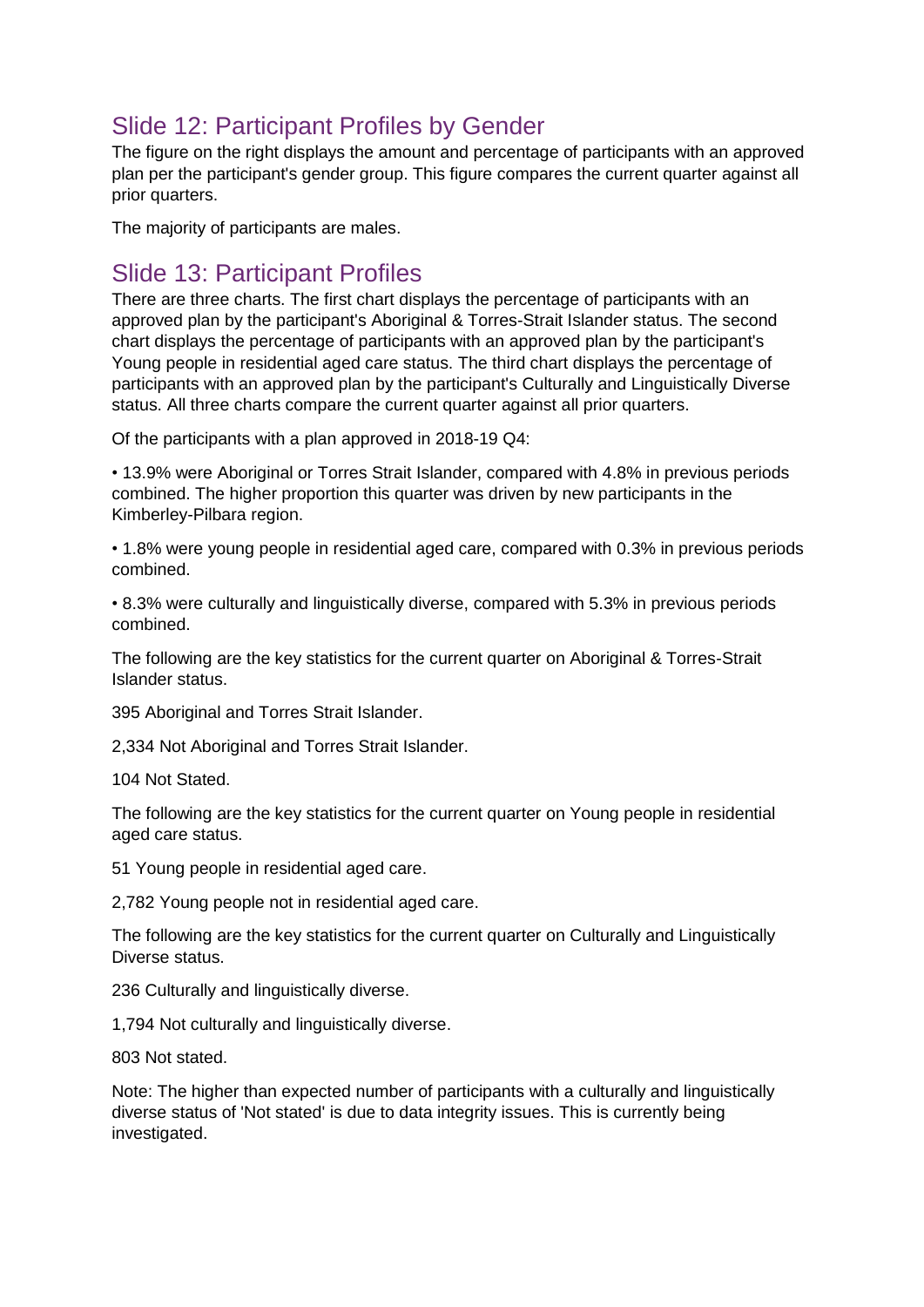## Slide 12: Participant Profiles by Gender

The figure on the right displays the amount and percentage of participants with an approved plan per the participant's gender group. This figure compares the current quarter against all prior quarters.

The majority of participants are males.

## Slide 13: Participant Profiles

There are three charts. The first chart displays the percentage of participants with an approved plan by the participant's Aboriginal & Torres-Strait Islander status. The second chart displays the percentage of participants with an approved plan by the participant's Young people in residential aged care status. The third chart displays the percentage of participants with an approved plan by the participant's Culturally and Linguistically Diverse status. All three charts compare the current quarter against all prior quarters.

Of the participants with a plan approved in 2018-19 Q4:

• 13.9% were Aboriginal or Torres Strait Islander, compared with 4.8% in previous periods combined. The higher proportion this quarter was driven by new participants in the Kimberley-Pilbara region.

• 1.8% were young people in residential aged care, compared with 0.3% in previous periods combined.

• 8.3% were culturally and linguistically diverse, compared with 5.3% in previous periods combined.

The following are the key statistics for the current quarter on Aboriginal & Torres-Strait Islander status.

395 Aboriginal and Torres Strait Islander.

2,334 Not Aboriginal and Torres Strait Islander.

104 Not Stated.

The following are the key statistics for the current quarter on Young people in residential aged care status.

51 Young people in residential aged care.

2,782 Young people not in residential aged care.

The following are the key statistics for the current quarter on Culturally and Linguistically Diverse status.

236 Culturally and linguistically diverse.

1,794 Not culturally and linguistically diverse.

803 Not stated.

Note: The higher than expected number of participants with a culturally and linguistically diverse status of 'Not stated' is due to data integrity issues. This is currently being investigated.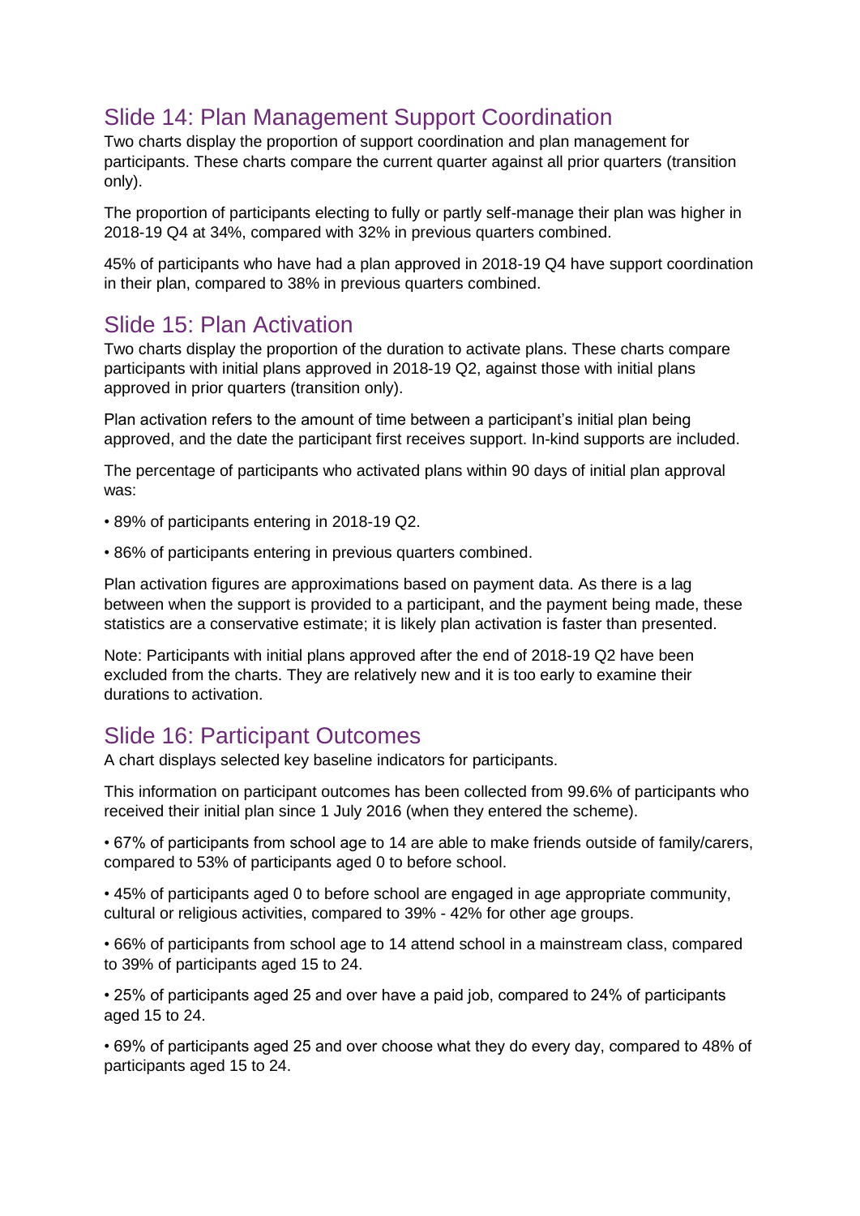## Slide 14: Plan Management Support Coordination

Two charts display the proportion of support coordination and plan management for participants. These charts compare the current quarter against all prior quarters (transition only).

The proportion of participants electing to fully or partly self-manage their plan was higher in 2018-19 Q4 at 34%, compared with 32% in previous quarters combined.

45% of participants who have had a plan approved in 2018-19 Q4 have support coordination in their plan, compared to 38% in previous quarters combined.

## Slide 15: Plan Activation

Two charts display the proportion of the duration to activate plans. These charts compare participants with initial plans approved in 2018-19 Q2, against those with initial plans approved in prior quarters (transition only).

Plan activation refers to the amount of time between a participant's initial plan being approved, and the date the participant first receives support. In-kind supports are included.

The percentage of participants who activated plans within 90 days of initial plan approval was:

- 89% of participants entering in 2018-19 Q2.
- 86% of participants entering in previous quarters combined.

Plan activation figures are approximations based on payment data. As there is a lag between when the support is provided to a participant, and the payment being made, these statistics are a conservative estimate; it is likely plan activation is faster than presented.

Note: Participants with initial plans approved after the end of 2018-19 Q2 have been excluded from the charts. They are relatively new and it is too early to examine their durations to activation.

## Slide 16: Participant Outcomes

A chart displays selected key baseline indicators for participants.

This information on participant outcomes has been collected from 99.6% of participants who received their initial plan since 1 July 2016 (when they entered the scheme).

- 67% of participants from school age to 14 are able to make friends outside of family/carers, compared to 53% of participants aged 0 to before school.
- 45% of participants aged 0 to before school are engaged in age appropriate community, cultural or religious activities, compared to 39% - 42% for other age groups.
- 66% of participants from school age to 14 attend school in a mainstream class, compared to 39% of participants aged 15 to 24.
- 25% of participants aged 25 and over have a paid job, compared to 24% of participants aged 15 to 24.
- 69% of participants aged 25 and over choose what they do every day, compared to 48% of participants aged 15 to 24.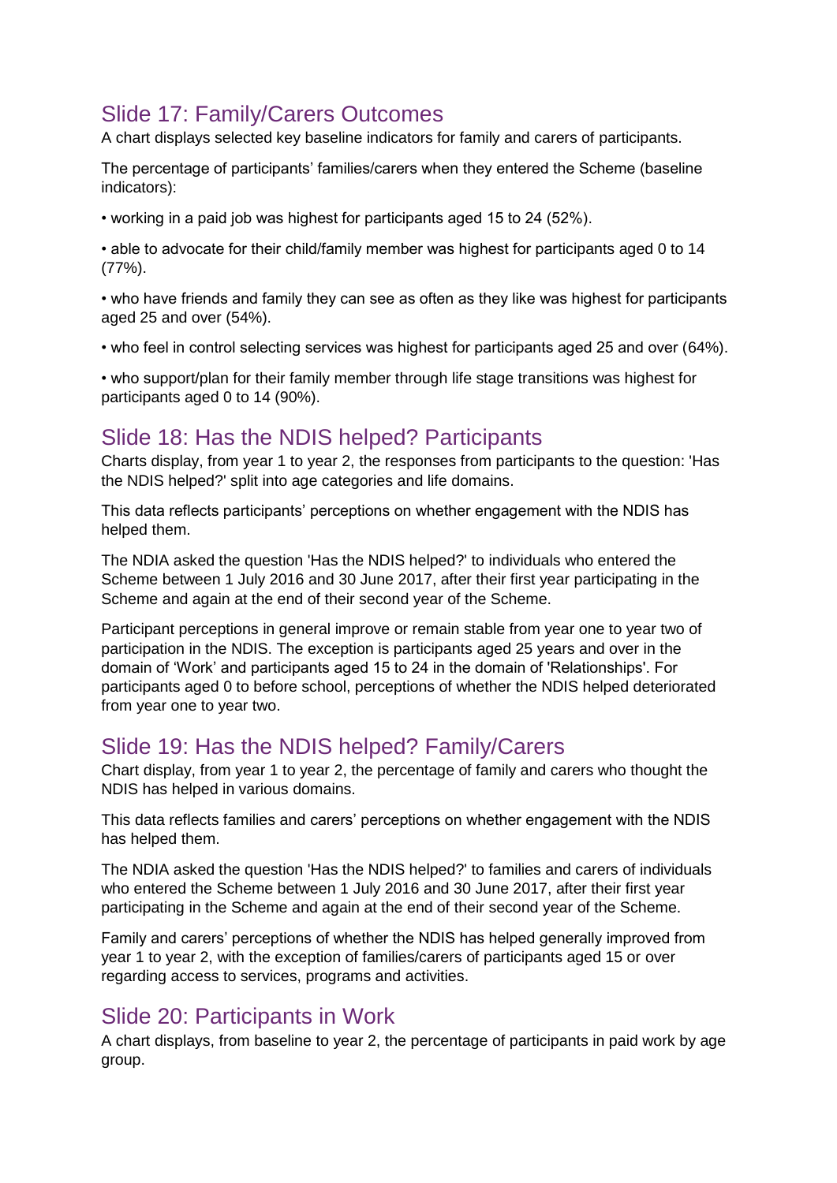## Slide 17: Family/Carers Outcomes

A chart displays selected key baseline indicators for family and carers of participants.

The percentage of participants' families/carers when they entered the Scheme (baseline indicators):

- working in a paid job was highest for participants aged 15 to 24 (52%).
- able to advocate for their child/family member was highest for participants aged 0 to 14 (77%).
- who have friends and family they can see as often as they like was highest for participants aged 25 and over (54%).
- who feel in control selecting services was highest for participants aged 25 and over (64%).
- who support/plan for their family member through life stage transitions was highest for participants aged 0 to 14 (90%).

## Slide 18: Has the NDIS helped? Participants

Charts display, from year 1 to year 2, the responses from participants to the question: 'Has the NDIS helped?' split into age categories and life domains.

This data reflects participants' perceptions on whether engagement with the NDIS has helped them.

The NDIA asked the question 'Has the NDIS helped?' to individuals who entered the Scheme between 1 July 2016 and 30 June 2017, after their first year participating in the Scheme and again at the end of their second year of the Scheme.

Participant perceptions in general improve or remain stable from year one to year two of participation in the NDIS. The exception is participants aged 25 years and over in the domain of 'Work' and participants aged 15 to 24 in the domain of 'Relationships'. For participants aged 0 to before school, perceptions of whether the NDIS helped deteriorated from year one to year two.

## Slide 19: Has the NDIS helped? Family/Carers

Chart display, from year 1 to year 2, the percentage of family and carers who thought the NDIS has helped in various domains.

This data reflects families and carers' perceptions on whether engagement with the NDIS has helped them.

The NDIA asked the question 'Has the NDIS helped?' to families and carers of individuals who entered the Scheme between 1 July 2016 and 30 June 2017, after their first year participating in the Scheme and again at the end of their second year of the Scheme.

Family and carers' perceptions of whether the NDIS has helped generally improved from year 1 to year 2, with the exception of families/carers of participants aged 15 or over regarding access to services, programs and activities.

## Slide 20: Participants in Work

A chart displays, from baseline to year 2, the percentage of participants in paid work by age group.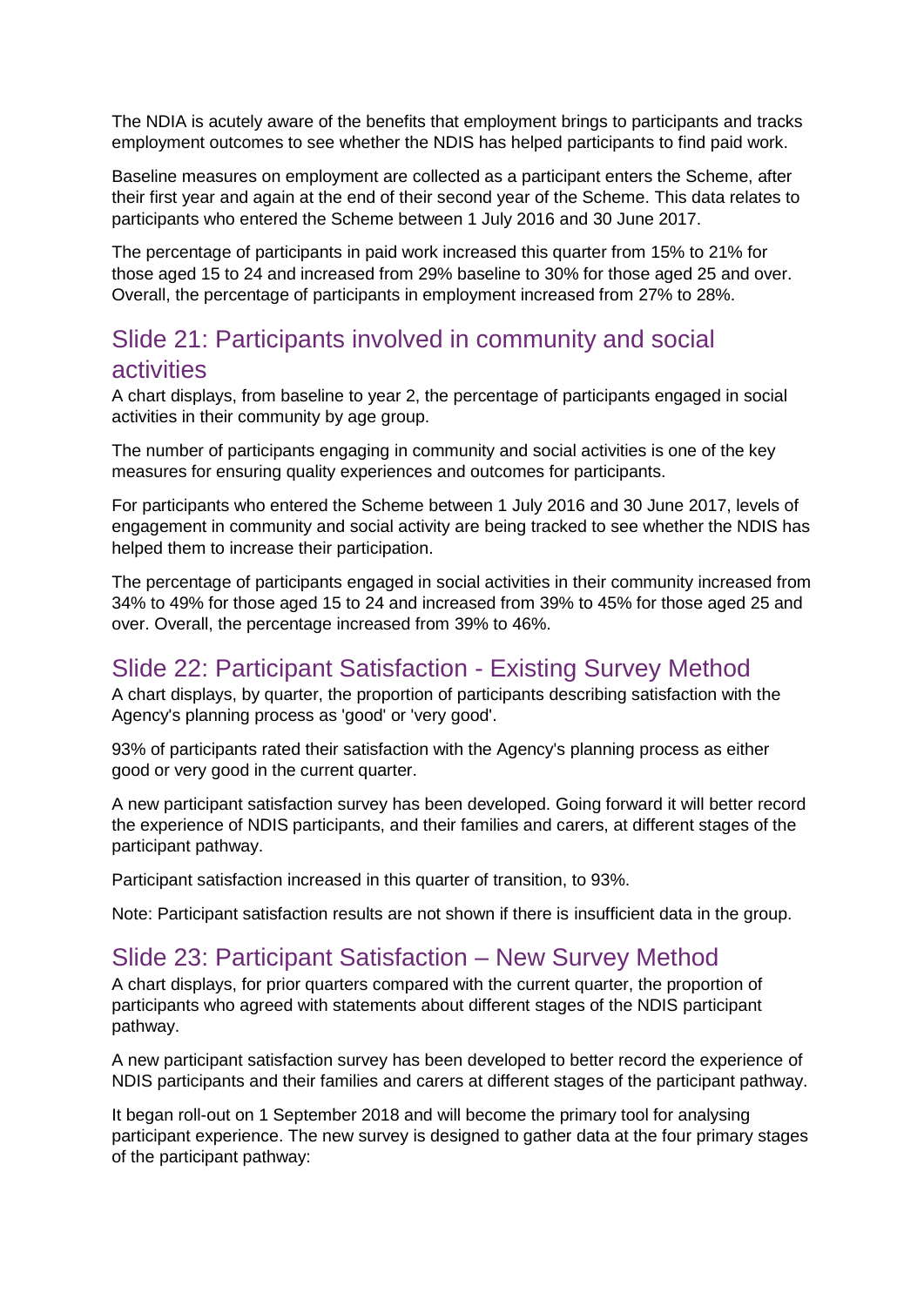The NDIA is acutely aware of the benefits that employment brings to participants and tracks employment outcomes to see whether the NDIS has helped participants to find paid work.

Baseline measures on employment are collected as a participant enters the Scheme, after their first year and again at the end of their second year of the Scheme. This data relates to participants who entered the Scheme between 1 July 2016 and 30 June 2017.

The percentage of participants in paid work increased this quarter from 15% to 21% for those aged 15 to 24 and increased from 29% baseline to 30% for those aged 25 and over. Overall, the percentage of participants in employment increased from 27% to 28%.

## Slide 21: Participants involved in community and social activities

A chart displays, from baseline to year 2, the percentage of participants engaged in social activities in their community by age group.

The number of participants engaging in community and social activities is one of the key measures for ensuring quality experiences and outcomes for participants.

For participants who entered the Scheme between 1 July 2016 and 30 June 2017, levels of engagement in community and social activity are being tracked to see whether the NDIS has helped them to increase their participation.

The percentage of participants engaged in social activities in their community increased from 34% to 49% for those aged 15 to 24 and increased from 39% to 45% for those aged 25 and over. Overall, the percentage increased from 39% to 46%.

## Slide 22: Participant Satisfaction - Existing Survey Method

A chart displays, by quarter, the proportion of participants describing satisfaction with the Agency's planning process as 'good' or 'very good'.

93% of participants rated their satisfaction with the Agency's planning process as either good or very good in the current quarter.

A new participant satisfaction survey has been developed. Going forward it will better record the experience of NDIS participants, and their families and carers, at different stages of the participant pathway.

Participant satisfaction increased in this quarter of transition, to 93%.

Note: Participant satisfaction results are not shown if there is insufficient data in the group.

## Slide 23: Participant Satisfaction – New Survey Method

A chart displays, for prior quarters compared with the current quarter, the proportion of participants who agreed with statements about different stages of the NDIS participant pathway.

A new participant satisfaction survey has been developed to better record the experience of NDIS participants and their families and carers at different stages of the participant pathway.

It began roll-out on 1 September 2018 and will become the primary tool for analysing participant experience. The new survey is designed to gather data at the four primary stages of the participant pathway: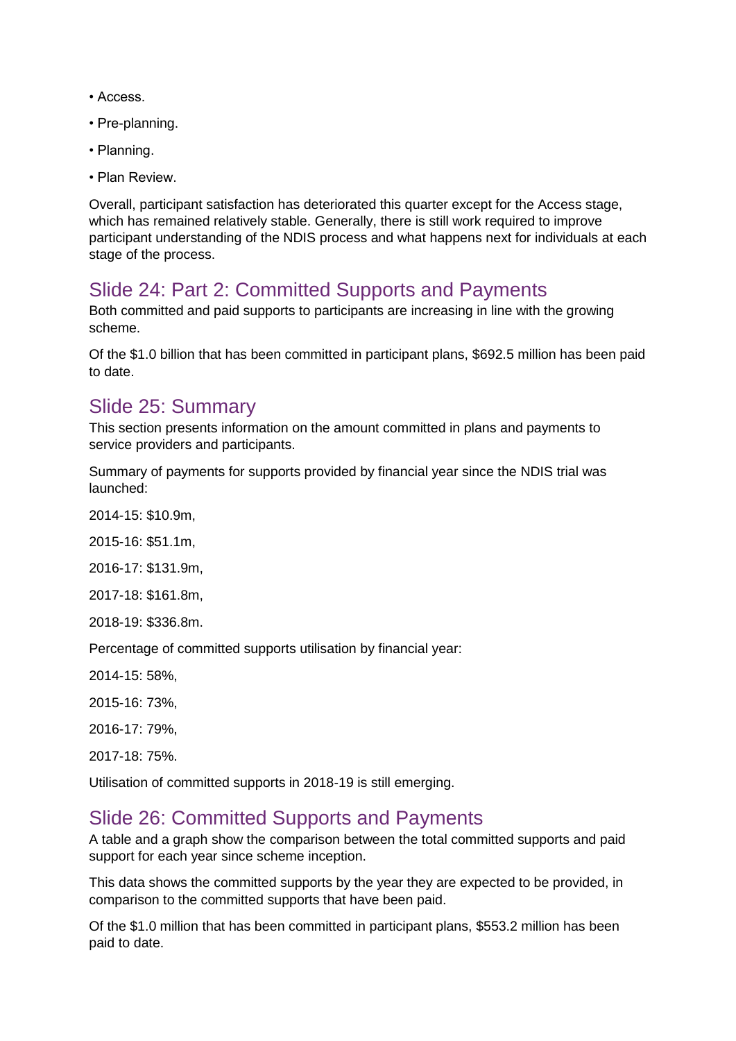- Access.
- Pre-planning.
- Planning.
- Plan Review.

Overall, participant satisfaction has deteriorated this quarter except for the Access stage, which has remained relatively stable. Generally, there is still work required to improve participant understanding of the NDIS process and what happens next for individuals at each stage of the process.

## Slide 24: Part 2: Committed Supports and Payments

Both committed and paid supports to participants are increasing in line with the growing scheme.

Of the $1.0 billion that has been committed in participant plans, $692.5 million has been paid to date.

## Slide 25: Summary

This section presents information on the amount committed in plans and payments to service providers and participants.

Summary of payments for supports provided by financial year since the NDIS trial was launched:

2014-15: $10.9m,

2015-16: $51.1m,

2016-17: $131.9m,

2017-18: $161.8m,

2018-19: $336.8m.

Percentage of committed supports utilisation by financial year:

2014-15: 58%,

2015-16: 73%,

2016-17: 79%,

2017-18: 75%.

Utilisation of committed supports in 2018-19 is still emerging.

## Slide 26: Committed Supports and Payments

A table and a graph show the comparison between the total committed supports and paid support for each year since scheme inception.

This data shows the committed supports by the year they are expected to be provided, in comparison to the committed supports that have been paid.

Of the $1.0 million that has been committed in participant plans, $553.2 million has been paid to date.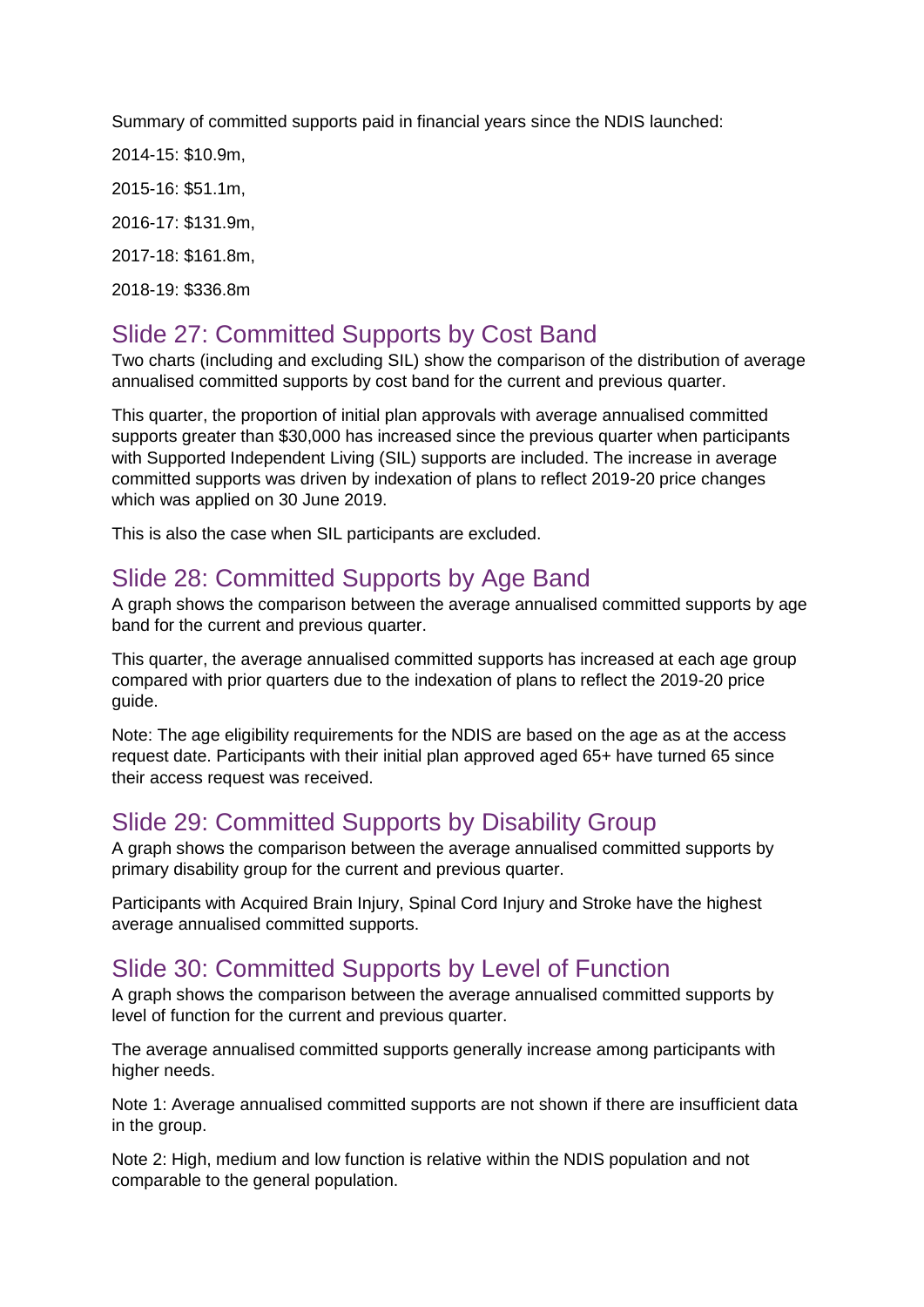Summary of committed supports paid in financial years since the NDIS launched:

2014-15: $10.9m,

2015-16: $51.1m,

2016-17: $131.9m,

2017-18: $161.8m,

2018-19: $336.8m

## Slide 27: Committed Supports by Cost Band

Two charts (including and excluding SIL) show the comparison of the distribution of average annualised committed supports by cost band for the current and previous quarter.

This quarter, the proportion of initial plan approvals with average annualised committed supports greater than $30,000 has increased since the previous quarter when participants with Supported Independent Living (SIL) supports are included. The increase in average committed supports was driven by indexation of plans to reflect 2019-20 price changes which was applied on 30 June 2019.

This is also the case when SIL participants are excluded.

## Slide 28: Committed Supports by Age Band

A graph shows the comparison between the average annualised committed supports by age band for the current and previous quarter.

This quarter, the average annualised committed supports has increased at each age group compared with prior quarters due to the indexation of plans to reflect the 2019-20 price guide.

Note: The age eligibility requirements for the NDIS are based on the age as at the access request date. Participants with their initial plan approved aged 65+ have turned 65 since their access request was received.

## Slide 29: Committed Supports by Disability Group

A graph shows the comparison between the average annualised committed supports by primary disability group for the current and previous quarter.

Participants with Acquired Brain Injury, Spinal Cord Injury and Stroke have the highest average annualised committed supports.

## Slide 30: Committed Supports by Level of Function

A graph shows the comparison between the average annualised committed supports by level of function for the current and previous quarter.

The average annualised committed supports generally increase among participants with higher needs.

Note 1: Average annualised committed supports are not shown if there are insufficient data in the group.

Note 2: High, medium and low function is relative within the NDIS population and not comparable to the general population.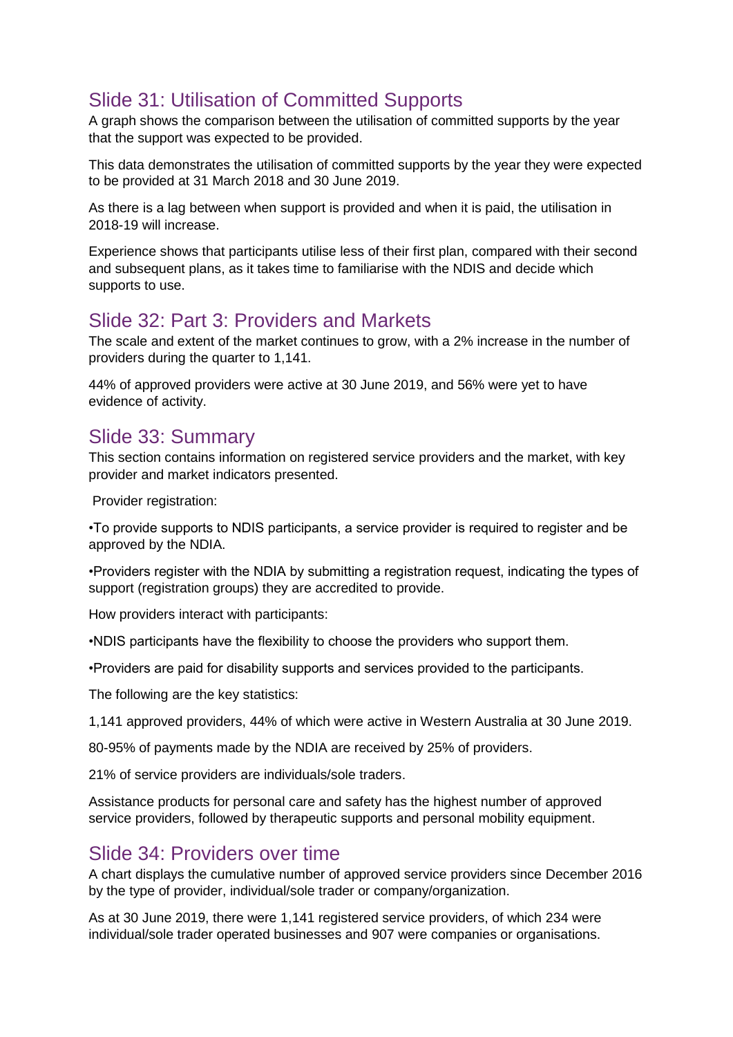## Slide 31: Utilisation of Committed Supports

A graph shows the comparison between the utilisation of committed supports by the year that the support was expected to be provided.

This data demonstrates the utilisation of committed supports by the year they were expected to be provided at 31 March 2018 and 30 June 2019.

As there is a lag between when support is provided and when it is paid, the utilisation in 2018-19 will increase.

Experience shows that participants utilise less of their first plan, compared with their second and subsequent plans, as it takes time to familiarise with the NDIS and decide which supports to use.

## Slide 32: Part 3: Providers and Markets

The scale and extent of the market continues to grow, with a 2% increase in the number of providers during the quarter to 1,141.

44% of approved providers were active at 30 June 2019, and 56% were yet to have evidence of activity.

## Slide 33: Summary

This section contains information on registered service providers and the market, with key provider and market indicators presented.

Provider registration:

•To provide supports to NDIS participants, a service provider is required to register and be approved by the NDIA.

•Providers register with the NDIA by submitting a registration request, indicating the types of support (registration groups) they are accredited to provide.

How providers interact with participants:

•NDIS participants have the flexibility to choose the providers who support them.

•Providers are paid for disability supports and services provided to the participants.

The following are the key statistics:

1,141 approved providers, 44% of which were active in Western Australia at 30 June 2019.

80-95% of payments made by the NDIA are received by 25% of providers.

21% of service providers are individuals/sole traders.

Assistance products for personal care and safety has the highest number of approved service providers, followed by therapeutic supports and personal mobility equipment.

## Slide 34: Providers over time

A chart displays the cumulative number of approved service providers since December 2016 by the type of provider, individual/sole trader or company/organization.

As at 30 June 2019, there were 1,141 registered service providers, of which 234 were individual/sole trader operated businesses and 907 were companies or organisations.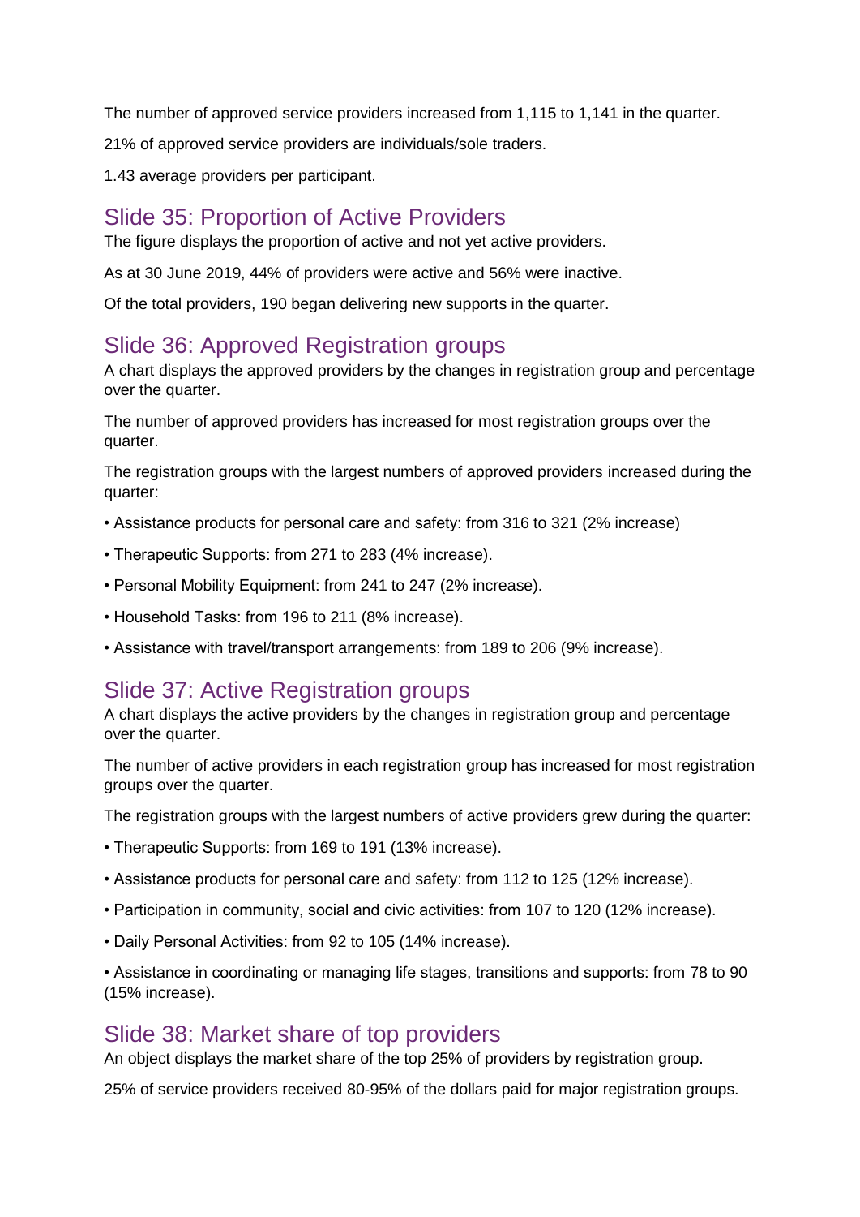The number of approved service providers increased from 1,115 to 1,141 in the quarter.

21% of approved service providers are individuals/sole traders.

1.43 average providers per participant.

## Slide 35: Proportion of Active Providers

The figure displays the proportion of active and not yet active providers.

As at 30 June 2019, 44% of providers were active and 56% were inactive.

Of the total providers, 190 began delivering new supports in the quarter.

## Slide 36: Approved Registration groups

A chart displays the approved providers by the changes in registration group and percentage over the quarter.

The number of approved providers has increased for most registration groups over the quarter.

The registration groups with the largest numbers of approved providers increased during the quarter:

- Assistance products for personal care and safety: from 316 to 321 (2% increase)
- Therapeutic Supports: from 271 to 283 (4% increase).
- Personal Mobility Equipment: from 241 to 247 (2% increase).
- Household Tasks: from 196 to 211 (8% increase).
- Assistance with travel/transport arrangements: from 189 to 206 (9% increase).

## Slide 37: Active Registration groups

A chart displays the active providers by the changes in registration group and percentage over the quarter.

The number of active providers in each registration group has increased for most registration groups over the quarter.

The registration groups with the largest numbers of active providers grew during the quarter:

- Therapeutic Supports: from 169 to 191 (13% increase).
- Assistance products for personal care and safety: from 112 to 125 (12% increase).
- Participation in community, social and civic activities: from 107 to 120 (12% increase).
- Daily Personal Activities: from 92 to 105 (14% increase).
- Assistance in coordinating or managing life stages, transitions and supports: from 78 to 90 (15% increase).

## Slide 38: Market share of top providers

An object displays the market share of the top 25% of providers by registration group.

25% of service providers received 80-95% of the dollars paid for major registration groups.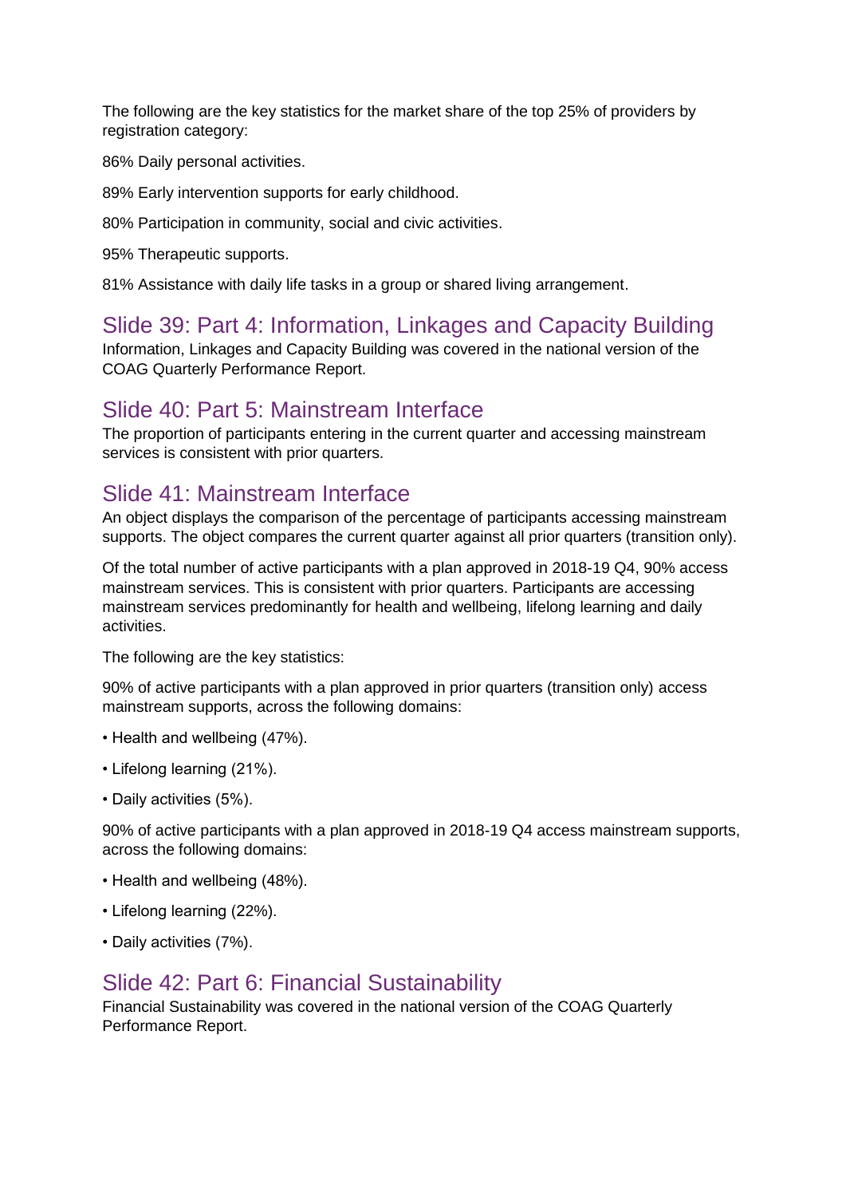The following are the key statistics for the market share of the top 25% of providers by registration category:

86% Daily personal activities.

89% Early intervention supports for early childhood.

80% Participation in community, social and civic activities.

95% Therapeutic supports.

81% Assistance with daily life tasks in a group or shared living arrangement.

## Slide 39: Part 4: Information, Linkages and Capacity Building

Information, Linkages and Capacity Building was covered in the national version of the COAG Quarterly Performance Report.

## Slide 40: Part 5: Mainstream Interface

The proportion of participants entering in the current quarter and accessing mainstream services is consistent with prior quarters.

## Slide 41: Mainstream Interface

An object displays the comparison of the percentage of participants accessing mainstream supports. The object compares the current quarter against all prior quarters (transition only).

Of the total number of active participants with a plan approved in 2018-19 Q4, 90% access mainstream services. This is consistent with prior quarters. Participants are accessing mainstream services predominantly for health and wellbeing, lifelong learning and daily activities.

The following are the key statistics:

90% of active participants with a plan approved in prior quarters (transition only) access mainstream supports, across the following domains:

- Health and wellbeing (47%).
- Lifelong learning (21%).
- Daily activities (5%).

90% of active participants with a plan approved in 2018-19 Q4 access mainstream supports, across the following domains:

- Health and wellbeing (48%).
- Lifelong learning (22%).
- Daily activities (7%).

## Slide 42: Part 6: Financial Sustainability

Financial Sustainability was covered in the national version of the COAG Quarterly Performance Report.